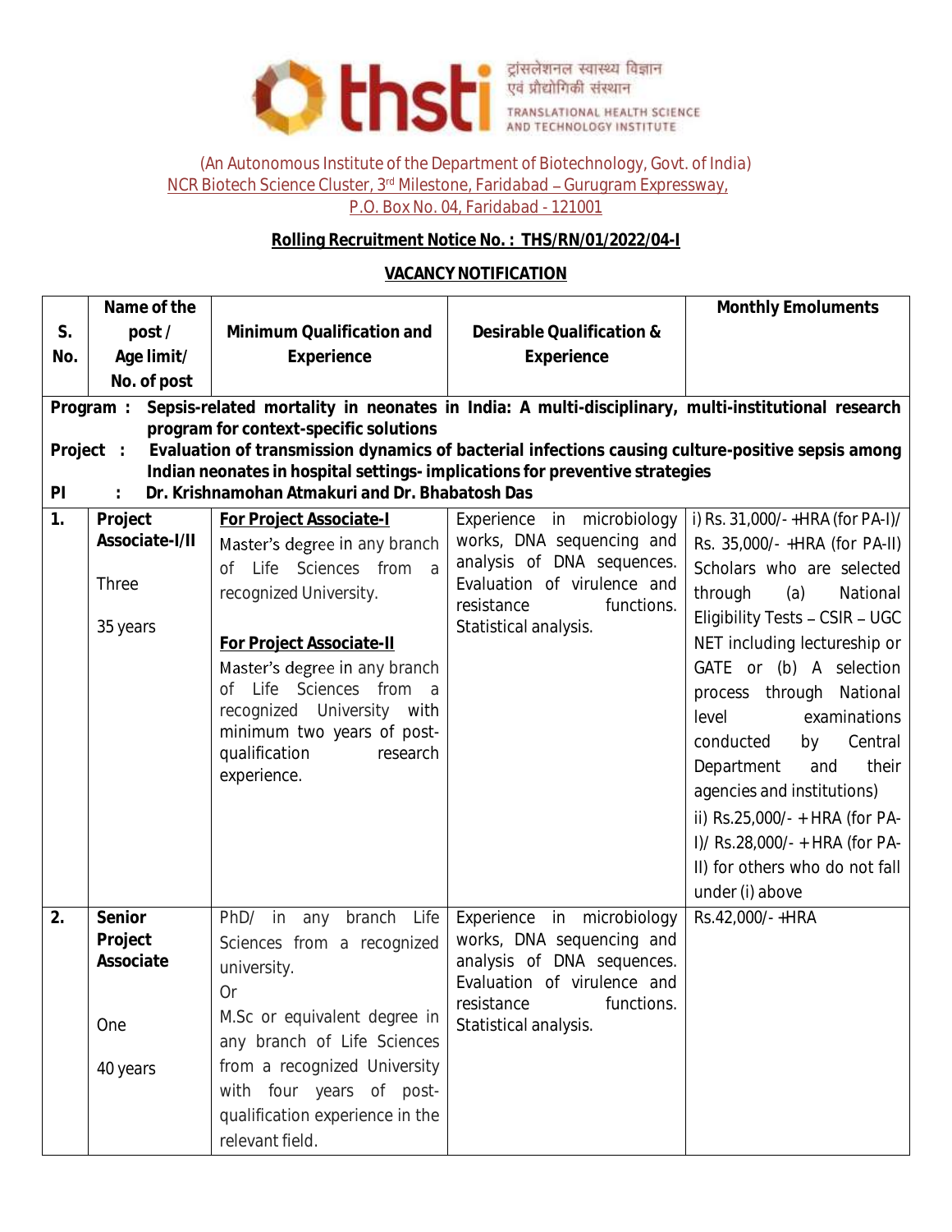thsti ट्रांसलेशनल स्वास्थ्य विज्ञान एवं प्रौद्योगिकी संस्थान TRANSLATIONAL HEALTH SCIENCE AND TECHNOLOGY INSTITUTE

(An Autonomous Institute of the Department of Biotechnology, Govt. of India)
NCR Biotech Science Cluster, 3rd Milestone, Faridabad – Gurugram Expressway,
P.O. Box No. 04, Faridabad - 121001

**Rolling Recruitment Notice No. : THS/RN/01/2022/04-I**

**VACANCY NOTIFICATION**

| S. No. | Name of the post / Age limit/ No. of post | Minimum Qualification and Experience | Desirable Qualification & Experience | Monthly Emoluments |
|---|---|---|---|---|
| **Program : Sepsis-related mortality in neonates in India: A multi-disciplinary, multi-institutional research program for context-specific solutions** **Project : Evaluation of transmission dynamics of bacterial infections causing culture-positive sepsis among Indian neonates in hospital settings- implications for preventive strategies** **PI : Dr. Krishnamohan Atmakuri and Dr. Bhabatosh Das** | | | | |
| **1.** | **Project Associate-I/II**<br><br>Three<br><br>35 years | **For Project Associate-I**<br>Master's degree in any branch of Life Sciences from a recognized University.<br><br>**For Project Associate-II**<br>Master's degree in any branch of Life Sciences from a recognized University with minimum two years of post-qualification research experience. | Experience in microbiology works, DNA sequencing and analysis of DNA sequences. Evaluation of virulence and resistance functions. Statistical analysis. | i) Rs. 31,000/- +HRA (for PA-I)/ Rs. 35,000/- +HRA (for PA-II) Scholars who are selected through (a) National Eligibility Tests – CSIR – UGC NET including lectureship or GATE or (b) A selection process through National level examinations conducted by Central Department and their agencies and institutions)<br>ii) Rs.25,000/- + HRA (for PA-I)/ Rs.28,000/- + HRA (for PA-II) for others who do not fall under (i) above |
| **2.** | **Senior Project Associate**<br><br>One<br><br>40 years | PhD/ in any branch Life Sciences from a recognized university.<br>Or<br>M.Sc or equivalent degree in any branch of Life Sciences from a recognized University with four years of post-qualification experience in the relevant field. | Experience in microbiology works, DNA sequencing and analysis of DNA sequences. Evaluation of virulence and resistance functions. Statistical analysis. | Rs.42,000/- +HRA |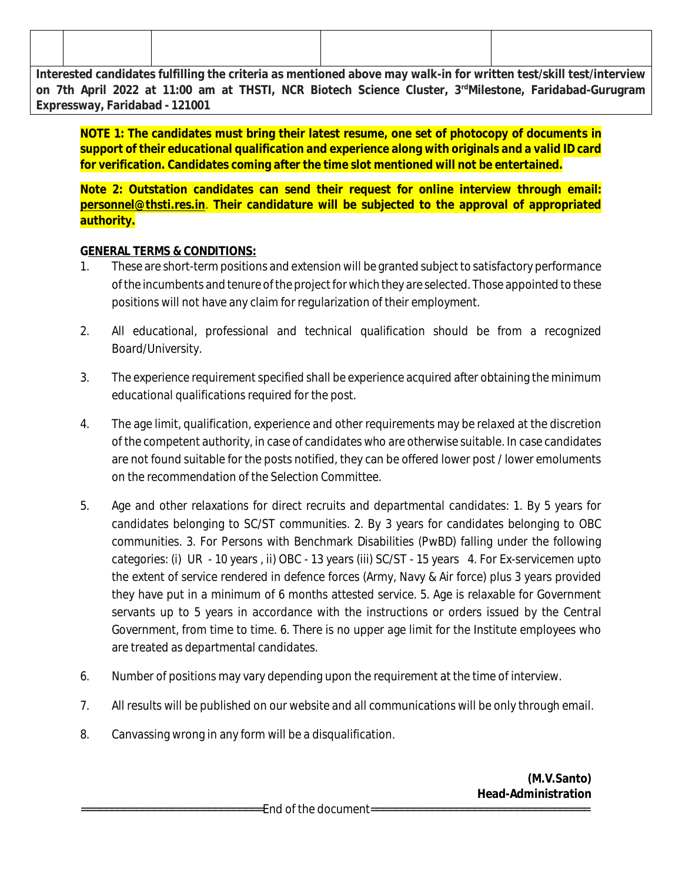| | | | | |
|---|---|---|---|---|
| | | | | |

**Interested candidates fulfilling the criteria as mentioned above may walk-in for written test/skill test/interview on 7th April 2022 at 11:00 am at THSTI, NCR Biotech Science Cluster, 3rd Milestone, Faridabad-Gurugram Expressway, Faridabad - 121001**

**NOTE 1: The candidates must bring their latest resume, one set of photocopy of documents in support of their educational qualification and experience along with originals and a valid ID card for verification. Candidates coming after the time slot mentioned will not be entertained.**

**Note 2: Outstation candidates can send their request for online interview through email: personnel@thsti.res.in. Their candidature will be subjected to the approval of appropriated authority.**

**GENERAL TERMS & CONDITIONS:**

1. These are short-term positions and extension will be granted subject to satisfactory performance of the incumbents and tenure of the project for which they are selected. Those appointed to these positions will not have any claim for regularization of their employment.

2. All educational, professional and technical qualification should be from a recognized Board/University.

3. The experience requirement specified shall be experience acquired after obtaining the minimum educational qualifications required for the post.

4. The age limit, qualification, experience and other requirements may be relaxed at the discretion of the competent authority, in case of candidates who are otherwise suitable. In case candidates are not found suitable for the posts notified, they can be offered lower post / lower emoluments on the recommendation of the Selection Committee.

5. Age and other relaxations for direct recruits and departmental candidates: 1. By 5 years for candidates belonging to SC/ST communities. 2. By 3 years for candidates belonging to OBC communities. 3. For Persons with Benchmark Disabilities (PwBD) falling under the following categories: (i) UR - 10 years , ii) OBC - 13 years (iii) SC/ST - 15 years 4. For Ex-servicemen upto the extent of service rendered in defence forces (Army, Navy & Air force) plus 3 years provided they have put in a minimum of 6 months attested service. 5. Age is relaxable for Government servants up to 5 years in accordance with the instructions or orders issued by the Central Government, from time to time. 6. There is no upper age limit for the Institute employees who are treated as departmental candidates.

6. Number of positions may vary depending upon the requirement at the time of interview.

7. All results will be published on our website and all communications will be only through email.

8. Canvassing wrong in any form will be a disqualification.

**(M.V.Santo)**
**Head-Administration**

==============================End of the document==================================